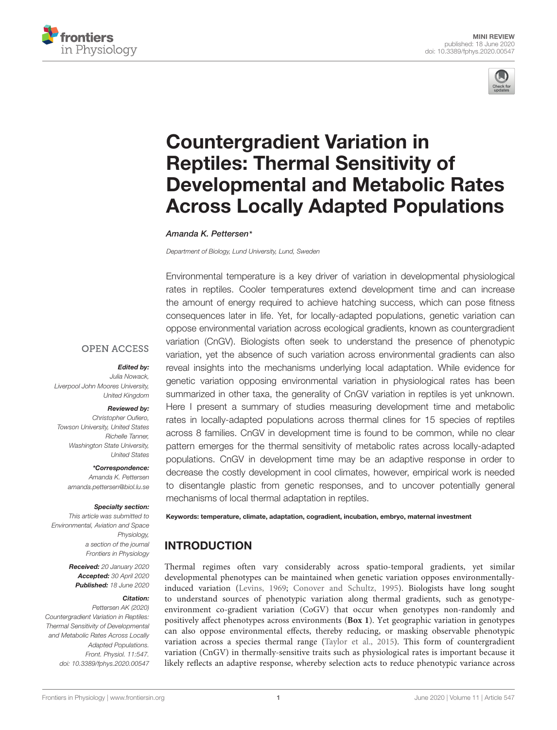MINI REVIEW
published: 18 June 2020
doi: 10.3389/fphys.2020.00547

# Countergradient Variation in Reptiles: Thermal Sensitivity of Developmental and Metabolic Rates Across Locally Adapted Populations

*Amanda K. Pettersen**

*Department of Biology, Lund University, Lund, Sweden*

Environmental temperature is a key driver of variation in developmental physiological rates in reptiles. Cooler temperatures extend development time and can increase the amount of energy required to achieve hatching success, which can pose fitness consequences later in life. Yet, for locally-adapted populations, genetic variation can oppose environmental variation across ecological gradients, known as countergradient variation (CnGV). Biologists often seek to understand the presence of phenotypic variation, yet the absence of such variation across environmental gradients can also reveal insights into the mechanisms underlying local adaptation. While evidence for genetic variation opposing environmental variation in physiological rates has been summarized in other taxa, the generality of CnGV variation in reptiles is yet unknown. Here I present a summary of studies measuring development time and metabolic rates in locally-adapted populations across thermal clines for 15 species of reptiles across 8 families. CnGV in development time is found to be common, while no clear pattern emerges for the thermal sensitivity of metabolic rates across locally-adapted populations. CnGV in development time may be an adaptive response in order to decrease the costly development in cool climates, however, empirical work is needed to disentangle plastic from genetic responses, and to uncover potentially general mechanisms of local thermal adaptation in reptiles.

**Keywords: temperature, climate, adaptation, cogradient, incubation, embryo, maternal investment**

OPEN ACCESS

***Edited by:***
Julia Nowack,
Liverpool John Moores University,
United Kingdom

***Reviewed by:***
Christopher Oufiero,
Towson University, United States
Richelle Tanner,
Washington State University,
United States

***\*Correspondence:***
Amanda K. Pettersen
amanda.pettersen@biol.lu.se

***Specialty section:***
This article was submitted to
Environmental, Aviation and Space
Physiology,
a section of the journal
Frontiers in Physiology

***Received:*** 20 January 2020
***Accepted:*** 30 April 2020
***Published:*** 18 June 2020

***Citation:***
Pettersen AK (2020)
Countergradient Variation in Reptiles:
Thermal Sensitivity of Developmental
and Metabolic Rates Across Locally
Adapted Populations.
Front. Physiol. 11:547.
doi: 10.3389/fphys.2020.00547

## INTRODUCTION

Thermal regimes often vary considerably across spatio-temporal gradients, yet similar developmental phenotypes can be maintained when genetic variation opposes environmentally-induced variation (Levins, 1969; Conover and Schultz, 1995). Biologists have long sought to understand sources of phenotypic variation along thermal gradients, such as genotype-environment co-gradient variation (CoGV) that occur when genotypes non-randomly and positively affect phenotypes across environments (**Box 1**). Yet geographic variation in genotypes can also oppose environmental effects, thereby reducing, or masking observable phenotypic variation across a species thermal range (Taylor et al., 2015). This form of countergradient variation (CnGV) in thermally-sensitive traits such as physiological rates is important because it likely reflects an adaptive response, whereby selection acts to reduce phenotypic variance across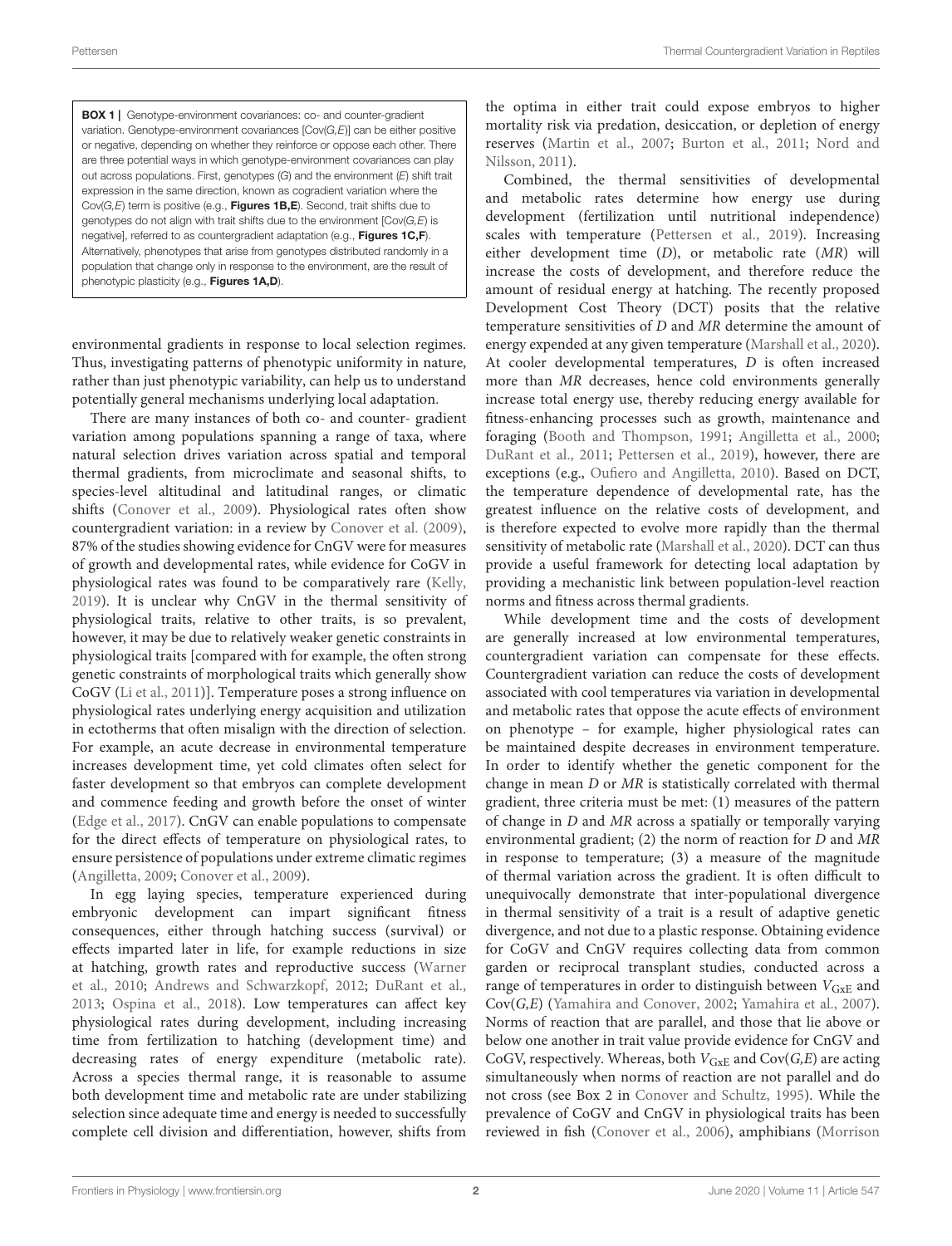**BOX 1 |** Genotype-environment covariances: co- and counter-gradient variation. Genotype-environment covariances [Cov(*G,E*)] can be either positive or negative, depending on whether they reinforce or oppose each other. There are three potential ways in which genotype-environment covariances can play out across populations. First, genotypes (*G*) and the environment (*E*) shift trait expression in the same direction, known as cogradient variation where the Cov(*G,E*) term is positive (e.g., **Figures 1B,E**). Second, trait shifts due to genotypes do not align with trait shifts due to the environment [Cov(*G,E*) is negative], referred to as countergradient adaptation (e.g., **Figures 1C,F**). Alternatively, phenotypes that arise from genotypes distributed randomly in a population that change only in response to the environment, are the result of phenotypic plasticity (e.g., **Figures 1A,D**).

environmental gradients in response to local selection regimes. Thus, investigating patterns of phenotypic uniformity in nature, rather than just phenotypic variability, can help us to understand potentially general mechanisms underlying local adaptation.

There are many instances of both co- and counter- gradient variation among populations spanning a range of taxa, where natural selection drives variation across spatial and temporal thermal gradients, from microclimate and seasonal shifts, to species-level altitudinal and latitudinal ranges, or climatic shifts (Conover et al., 2009). Physiological rates often show countergradient variation: in a review by Conover et al. (2009), 87% of the studies showing evidence for CnGV were for measures of growth and developmental rates, while evidence for CoGV in physiological rates was found to be comparatively rare (Kelly, 2019). It is unclear why CnGV in the thermal sensitivity of physiological traits, relative to other traits, is so prevalent, however, it may be due to relatively weaker genetic constraints in physiological traits [compared with for example, the often strong genetic constraints of morphological traits which generally show CoGV (Li et al., 2011)]. Temperature poses a strong influence on physiological rates underlying energy acquisition and utilization in ectotherms that often misalign with the direction of selection. For example, an acute decrease in environmental temperature increases development time, yet cold climates often select for faster development so that embryos can complete development and commence feeding and growth before the onset of winter (Edge et al., 2017). CnGV can enable populations to compensate for the direct effects of temperature on physiological rates, to ensure persistence of populations under extreme climatic regimes (Angilletta, 2009; Conover et al., 2009).

In egg laying species, temperature experienced during embryonic development can impart significant fitness consequences, either through hatching success (survival) or effects imparted later in life, for example reductions in size at hatching, growth rates and reproductive success (Warner et al., 2010; Andrews and Schwarzkopf, 2012; DuRant et al., 2013; Ospina et al., 2018). Low temperatures can affect key physiological rates during development, including increasing time from fertilization to hatching (development time) and decreasing rates of energy expenditure (metabolic rate). Across a species thermal range, it is reasonable to assume both development time and metabolic rate are under stabilizing selection since adequate time and energy is needed to successfully complete cell division and differentiation, however, shifts from the optima in either trait could expose embryos to higher mortality risk via predation, desiccation, or depletion of energy reserves (Martin et al., 2007; Burton et al., 2011; Nord and Nilsson, 2011).

Combined, the thermal sensitivities of developmental and metabolic rates determine how energy use during development (fertilization until nutritional independence) scales with temperature (Pettersen et al., 2019). Increasing either development time (*D*), or metabolic rate (*MR*) will increase the costs of development, and therefore reduce the amount of residual energy at hatching. The recently proposed Development Cost Theory (DCT) posits that the relative temperature sensitivities of *D* and *MR* determine the amount of energy expended at any given temperature (Marshall et al., 2020). At cooler developmental temperatures, *D* is often increased more than *MR* decreases, hence cold environments generally increase total energy use, thereby reducing energy available for fitness-enhancing processes such as growth, maintenance and foraging (Booth and Thompson, 1991; Angilletta et al., 2000; DuRant et al., 2011; Pettersen et al., 2019), however, there are exceptions (e.g., Oufiero and Angilletta, 2010). Based on DCT, the temperature dependence of developmental rate, has the greatest influence on the relative costs of development, and is therefore expected to evolve more rapidly than the thermal sensitivity of metabolic rate (Marshall et al., 2020). DCT can thus provide a useful framework for detecting local adaptation by providing a mechanistic link between population-level reaction norms and fitness across thermal gradients.

While development time and the costs of development are generally increased at low environmental temperatures, countergradient variation can compensate for these effects. Countergradient variation can reduce the costs of development associated with cool temperatures via variation in developmental and metabolic rates that oppose the acute effects of environment on phenotype – for example, higher physiological rates can be maintained despite decreases in environment temperature. In order to identify whether the genetic component for the change in mean *D* or *MR* is statistically correlated with thermal gradient, three criteria must be met: (1) measures of the pattern of change in *D* and *MR* across a spatially or temporally varying environmental gradient; (2) the norm of reaction for *D* and *MR* in response to temperature; (3) a measure of the magnitude of thermal variation across the gradient. It is often difficult to unequivocally demonstrate that inter-populational divergence in thermal sensitivity of a trait is a result of adaptive genetic divergence, and not due to a plastic response. Obtaining evidence for CoGV and CnGV requires collecting data from common garden or reciprocal transplant studies, conducted across a range of temperatures in order to distinguish between $V_{GxE}$ and Cov(*G,E*) (Yamahira and Conover, 2002; Yamahira et al., 2007). Norms of reaction that are parallel, and those that lie above or below one another in trait value provide evidence for CnGV and CoGV, respectively. Whereas, both $V_{GxE}$ and Cov(*G,E*) are acting simultaneously when norms of reaction are not parallel and do not cross (see Box 2 in Conover and Schultz, 1995). While the prevalence of CoGV and CnGV in physiological traits has been reviewed in fish (Conover et al., 2006), amphibians (Morrison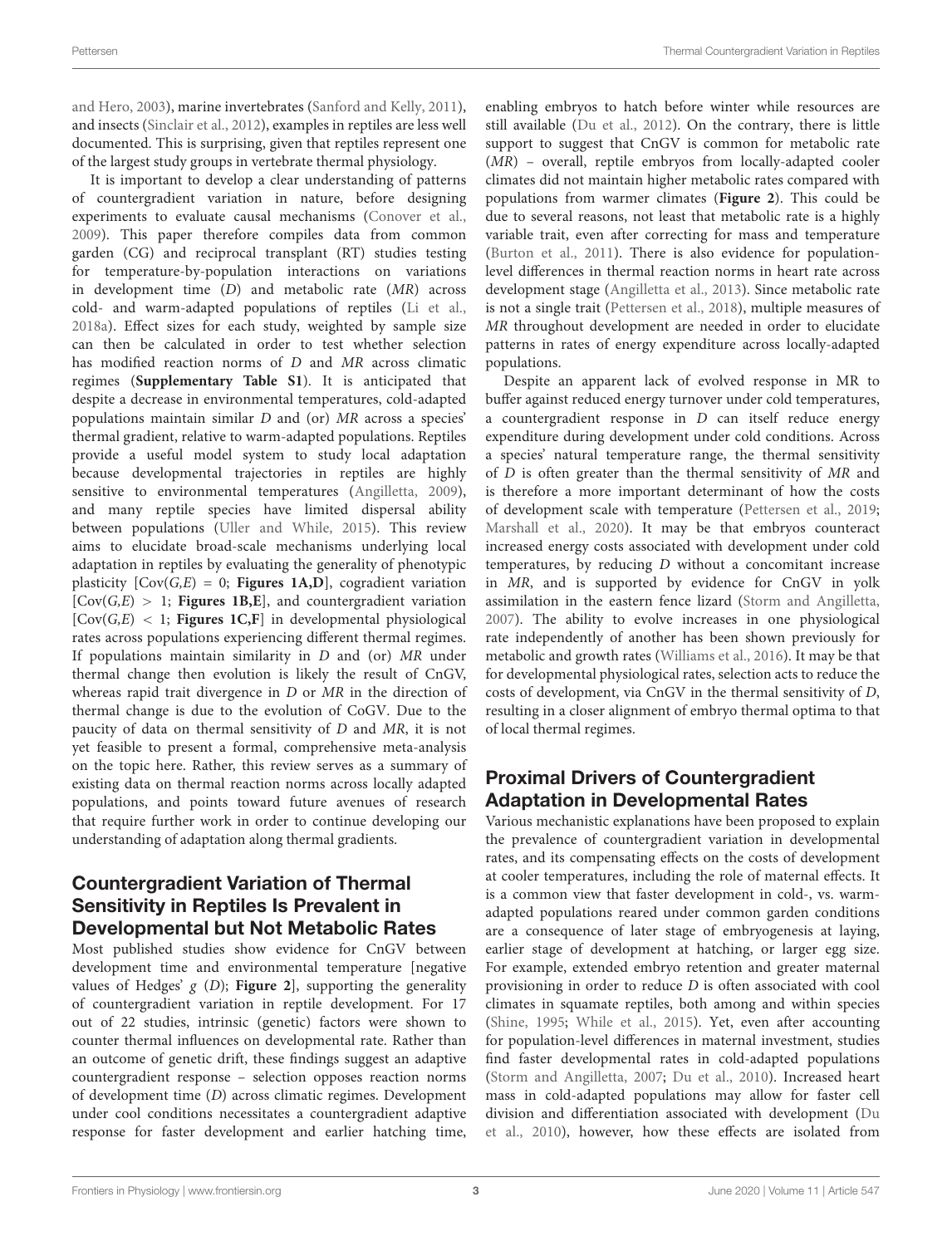and Hero, 2003), marine invertebrates (Sanford and Kelly, 2011), and insects (Sinclair et al., 2012), examples in reptiles are less well documented. This is surprising, given that reptiles represent one of the largest study groups in vertebrate thermal physiology.

It is important to develop a clear understanding of patterns of countergradient variation in nature, before designing experiments to evaluate causal mechanisms (Conover et al., 2009). This paper therefore compiles data from common garden (CG) and reciprocal transplant (RT) studies testing for temperature-by-population interactions on variations in development time (*D*) and metabolic rate (*MR*) across cold- and warm-adapted populations of reptiles (Li et al., 2018a). Effect sizes for each study, weighted by sample size can then be calculated in order to test whether selection has modified reaction norms of *D* and *MR* across climatic regimes (**Supplementary Table S1**). It is anticipated that despite a decrease in environmental temperatures, cold-adapted populations maintain similar *D* and (or) *MR* across a species' thermal gradient, relative to warm-adapted populations. Reptiles provide a useful model system to study local adaptation because developmental trajectories in reptiles are highly sensitive to environmental temperatures (Angilletta, 2009), and many reptile species have limited dispersal ability between populations (Uller and While, 2015). This review aims to elucidate broad-scale mechanisms underlying local adaptation in reptiles by evaluating the generality of phenotypic plasticity [$\mathrm{Cov}(G,E) = 0$; **Figures 1A,D**], cogradient variation [$\mathrm{Cov}(G,E) > 1$; **Figures 1B,E**], and countergradient variation [$\mathrm{Cov}(G,E) < 1$; **Figures 1C,F**] in developmental physiological rates across populations experiencing different thermal regimes. If populations maintain similarity in *D* and (or) *MR* under thermal change then evolution is likely the result of CnGV, whereas rapid trait divergence in *D* or *MR* in the direction of thermal change is due to the evolution of CoGV. Due to the paucity of data on thermal sensitivity of *D* and *MR*, it is not yet feasible to present a formal, comprehensive meta-analysis on the topic here. Rather, this review serves as a summary of existing data on thermal reaction norms across locally adapted populations, and points toward future avenues of research that require further work in order to continue developing our understanding of adaptation along thermal gradients.

## Countergradient Variation of Thermal Sensitivity in Reptiles Is Prevalent in Developmental but Not Metabolic Rates

Most published studies show evidence for CnGV between development time and environmental temperature [negative values of Hedges' *g* (*D*); **Figure 2**], supporting the generality of countergradient variation in reptile development. For 17 out of 22 studies, intrinsic (genetic) factors were shown to counter thermal influences on developmental rate. Rather than an outcome of genetic drift, these findings suggest an adaptive countergradient response – selection opposes reaction norms of development time (*D*) across climatic regimes. Development under cool conditions necessitates a countergradient adaptive response for faster development and earlier hatching time, enabling embryos to hatch before winter while resources are still available (Du et al., 2012). On the contrary, there is little support to suggest that CnGV is common for metabolic rate (*MR*) – overall, reptile embryos from locally-adapted cooler climates did not maintain higher metabolic rates compared with populations from warmer climates (**Figure 2**). This could be due to several reasons, not least that metabolic rate is a highly variable trait, even after correcting for mass and temperature (Burton et al., 2011). There is also evidence for population-level differences in thermal reaction norms in heart rate across development stage (Angilletta et al., 2013). Since metabolic rate is not a single trait (Pettersen et al., 2018), multiple measures of *MR* throughout development are needed in order to elucidate patterns in rates of energy expenditure across locally-adapted populations.

Despite an apparent lack of evolved response in MR to buffer against reduced energy turnover under cold temperatures, a countergradient response in *D* can itself reduce energy expenditure during development under cold conditions. Across a species' natural temperature range, the thermal sensitivity of *D* is often greater than the thermal sensitivity of *MR* and is therefore a more important determinant of how the costs of development scale with temperature (Pettersen et al., 2019; Marshall et al., 2020). It may be that embryos counteract increased energy costs associated with development under cold temperatures, by reducing *D* without a concomitant increase in *MR*, and is supported by evidence for CnGV in yolk assimilation in the eastern fence lizard (Storm and Angilletta, 2007). The ability to evolve increases in one physiological rate independently of another has been shown previously for metabolic and growth rates (Williams et al., 2016). It may be that for developmental physiological rates, selection acts to reduce the costs of development, via CnGV in the thermal sensitivity of *D*, resulting in a closer alignment of embryo thermal optima to that of local thermal regimes.

## Proximal Drivers of Countergradient Adaptation in Developmental Rates

Various mechanistic explanations have been proposed to explain the prevalence of countergradient variation in developmental rates, and its compensating effects on the costs of development at cooler temperatures, including the role of maternal effects. It is a common view that faster development in cold-, vs. warm-adapted populations reared under common garden conditions are a consequence of later stage of embryogenesis at laying, earlier stage of development at hatching, or larger egg size. For example, extended embryo retention and greater maternal provisioning in order to reduce *D* is often associated with cool climates in squamate reptiles, both among and within species (Shine, 1995; While et al., 2015). Yet, even after accounting for population-level differences in maternal investment, studies find faster developmental rates in cold-adapted populations (Storm and Angilletta, 2007; Du et al., 2010). Increased heart mass in cold-adapted populations may allow for faster cell division and differentiation associated with development (Du et al., 2010), however, how these effects are isolated from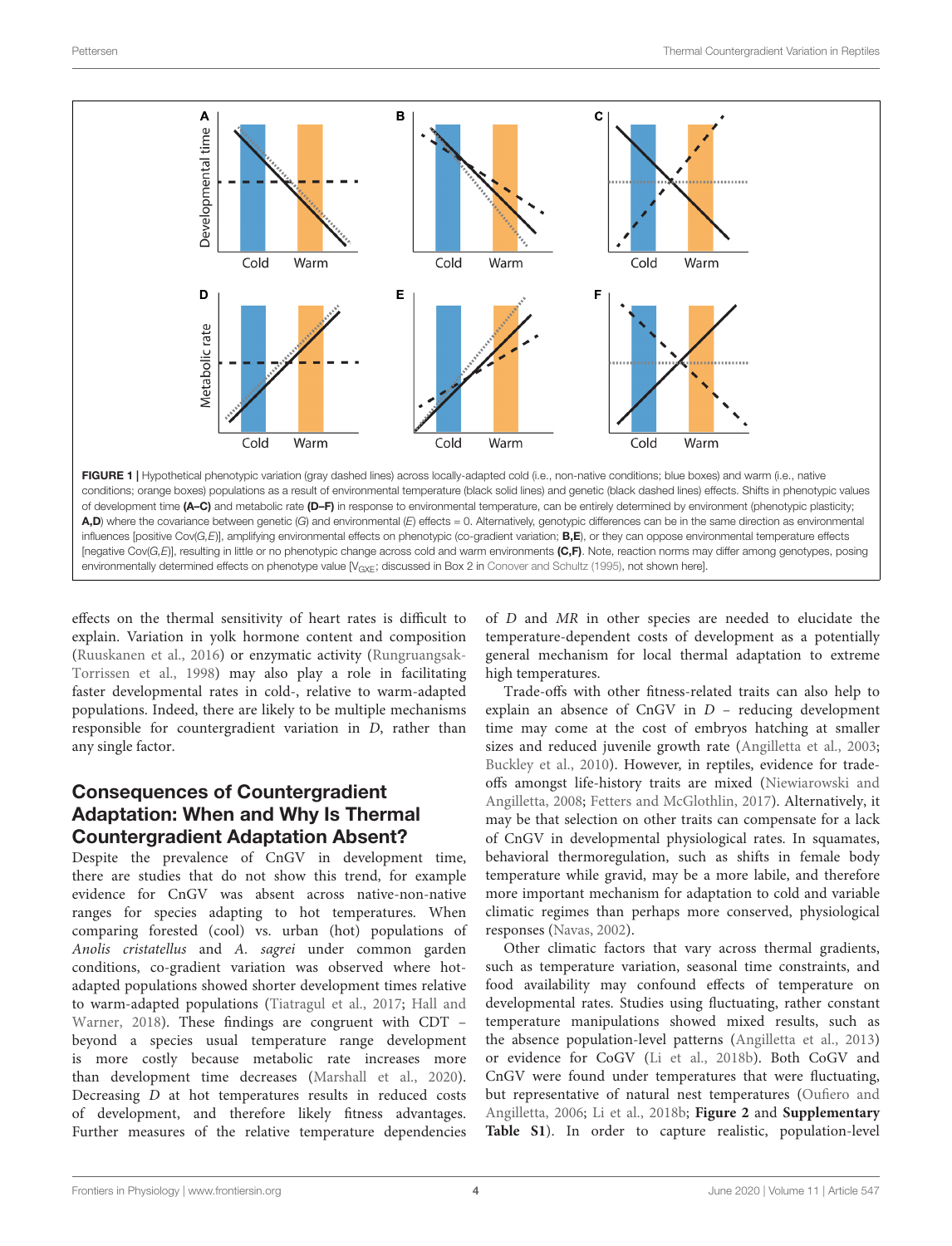FIGURE 1 | Hypothetical phenotypic variation (gray dashed lines) across locally-adapted cold (i.e., non-native conditions; blue boxes) and warm (i.e., native conditions; orange boxes) populations as a result of environmental temperature (black solid lines) and genetic (black dashed lines) effects. Shifts in phenotypic values of development time **(A–C)** and metabolic rate **(D–F)** in response to environmental temperature, can be entirely determined by environment (phenotypic plasticity; **A,D**) where the covariance between genetic ($G$) and environmental ($E$) effects = 0. Alternatively, genotypic differences can be in the same direction as environmental influences [positive Cov($G$,$E$)], amplifying environmental effects on phenotypic (co-gradient variation; **B,E**), or they can oppose environmental temperature effects [negative Cov($G$,$E$)], resulting in little or no phenotypic change across cold and warm environments **(C,F)**. Note, reaction norms may differ among genotypes, posing environmentally determined effects on phenotype value [$V_{GXE}$; discussed in Box 2 in Conover and Schultz (1995), not shown here].

effects on the thermal sensitivity of heart rates is difficult to explain. Variation in yolk hormone content and composition (Ruuskanen et al., 2016) or enzymatic activity (Rungruangsak-Torrissen et al., 1998) may also play a role in facilitating faster developmental rates in cold-, relative to warm-adapted populations. Indeed, there are likely to be multiple mechanisms responsible for countergradient variation in *D*, rather than any single factor.

## Consequences of Countergradient Adaptation: When and Why Is Thermal Countergradient Adaptation Absent?

Despite the prevalence of CnGV in development time, there are studies that do not show this trend, for example evidence for CnGV was absent across native-non-native ranges for species adapting to hot temperatures. When comparing forested (cool) vs. urban (hot) populations of *Anolis cristatellus* and *A. sagrei* under common garden conditions, co-gradient variation was observed where hot-adapted populations showed shorter development times relative to warm-adapted populations (Tiatragul et al., 2017; Hall and Warner, 2018). These findings are congruent with CDT – beyond a species usual temperature range development is more costly because metabolic rate increases more than development time decreases (Marshall et al., 2020). Decreasing *D* at hot temperatures results in reduced costs of development, and therefore likely fitness advantages. Further measures of the relative temperature dependencies of *D* and *MR* in other species are needed to elucidate the temperature-dependent costs of development as a potentially general mechanism for local thermal adaptation to extreme high temperatures.

Trade-offs with other fitness-related traits can also help to explain an absence of CnGV in *D* – reducing development time may come at the cost of embryos hatching at smaller sizes and reduced juvenile growth rate (Angilletta et al., 2003; Buckley et al., 2010). However, in reptiles, evidence for trade-offs amongst life-history traits are mixed (Niewiarowski and Angilletta, 2008; Fetters and McGlothlin, 2017). Alternatively, it may be that selection on other traits can compensate for a lack of CnGV in developmental physiological rates. In squamates, behavioral thermoregulation, such as shifts in female body temperature while gravid, may be a more labile, and therefore more important mechanism for adaptation to cold and variable climatic regimes than perhaps more conserved, physiological responses (Navas, 2002).

Other climatic factors that vary across thermal gradients, such as temperature variation, seasonal time constraints, and food availability may confound effects of temperature on developmental rates. Studies using fluctuating, rather constant temperature manipulations showed mixed results, such as the absence population-level patterns (Angilletta et al., 2013) or evidence for CoGV (Li et al., 2018b). Both CoGV and CnGV were found under temperatures that were fluctuating, but representative of natural nest temperatures (Oufiero and Angilletta, 2006; Li et al., 2018b; **Figure 2** and **Supplementary Table S1**). In order to capture realistic, population-level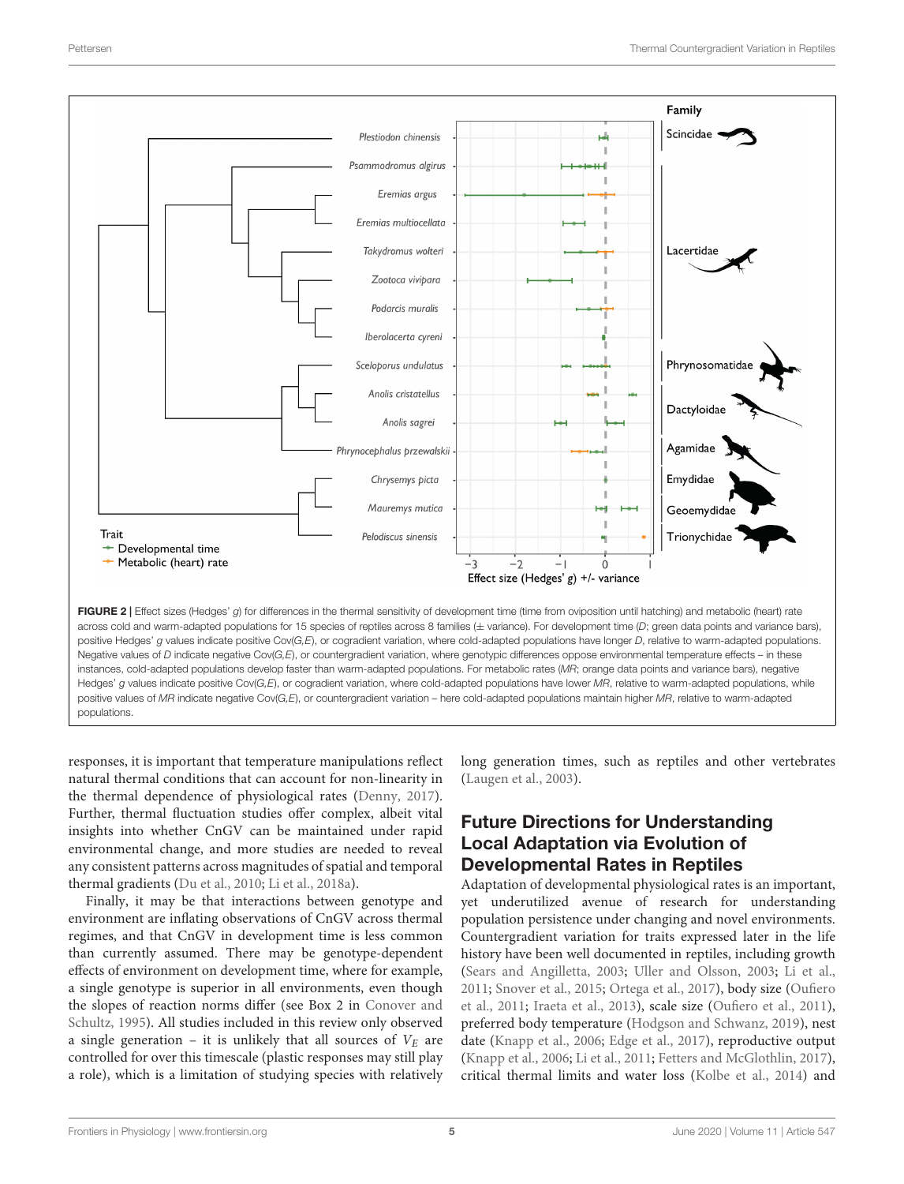FIGURE 2 | Effect sizes (Hedges' *g*) for differences in the thermal sensitivity of development time (time from oviposition until hatching) and metabolic (heart) rate across cold and warm-adapted populations for 15 species of reptiles across 8 families (± variance). For development time (*D*; green data points and variance bars), positive Hedges' *g* values indicate positive Cov(*G*,*E*), or cogradient variation, where cold-adapted populations have longer *D*, relative to warm-adapted populations. Negative values of *D* indicate negative Cov(*G*,*E*), or countergradient variation, where genotypic differences oppose environmental temperature effects – in these instances, cold-adapted populations develop faster than warm-adapted populations. For metabolic rates (*MR*; orange data points and variance bars), negative Hedges' *g* values indicate positive Cov(*G*,*E*), or cogradient variation, where cold-adapted populations have lower *MR*, relative to warm-adapted populations, while positive values of *MR* indicate negative Cov(*G*,*E*), or countergradient variation – here cold-adapted populations maintain higher *MR*, relative to warm-adapted populations.

responses, it is important that temperature manipulations reflect natural thermal conditions that can account for non-linearity in the thermal dependence of physiological rates (Denny, 2017). Further, thermal fluctuation studies offer complex, albeit vital insights into whether CnGV can be maintained under rapid environmental change, and more studies are needed to reveal any consistent patterns across magnitudes of spatial and temporal thermal gradients (Du et al., 2010; Li et al., 2018a).

Finally, it may be that interactions between genotype and environment are inflating observations of CnGV across thermal regimes, and that CnGV in development time is less common than currently assumed. There may be genotype-dependent effects of environment on development time, where for example, a single genotype is superior in all environments, even though the slopes of reaction norms differ (see Box 2 in Conover and Schultz, 1995). All studies included in this review only observed a single generation – it is unlikely that all sources of $V_E$ are controlled for over this timescale (plastic responses may still play a role), which is a limitation of studying species with relatively long generation times, such as reptiles and other vertebrates (Laugen et al., 2003).

## Future Directions for Understanding Local Adaptation via Evolution of Developmental Rates in Reptiles

Adaptation of developmental physiological rates is an important, yet underutilized avenue of research for understanding population persistence under changing and novel environments. Countergradient variation for traits expressed later in the life history have been well documented in reptiles, including growth (Sears and Angilletta, 2003; Uller and Olsson, 2003; Li et al., 2011; Snover et al., 2015; Ortega et al., 2017), body size (Oufiero et al., 2011; Iraeta et al., 2013), scale size (Oufiero et al., 2011), preferred body temperature (Hodgson and Schwanz, 2019), nest date (Knapp et al., 2006; Edge et al., 2017), reproductive output (Knapp et al., 2006; Li et al., 2011; Fetters and McGlothlin, 2017), critical thermal limits and water loss (Kolbe et al., 2014) and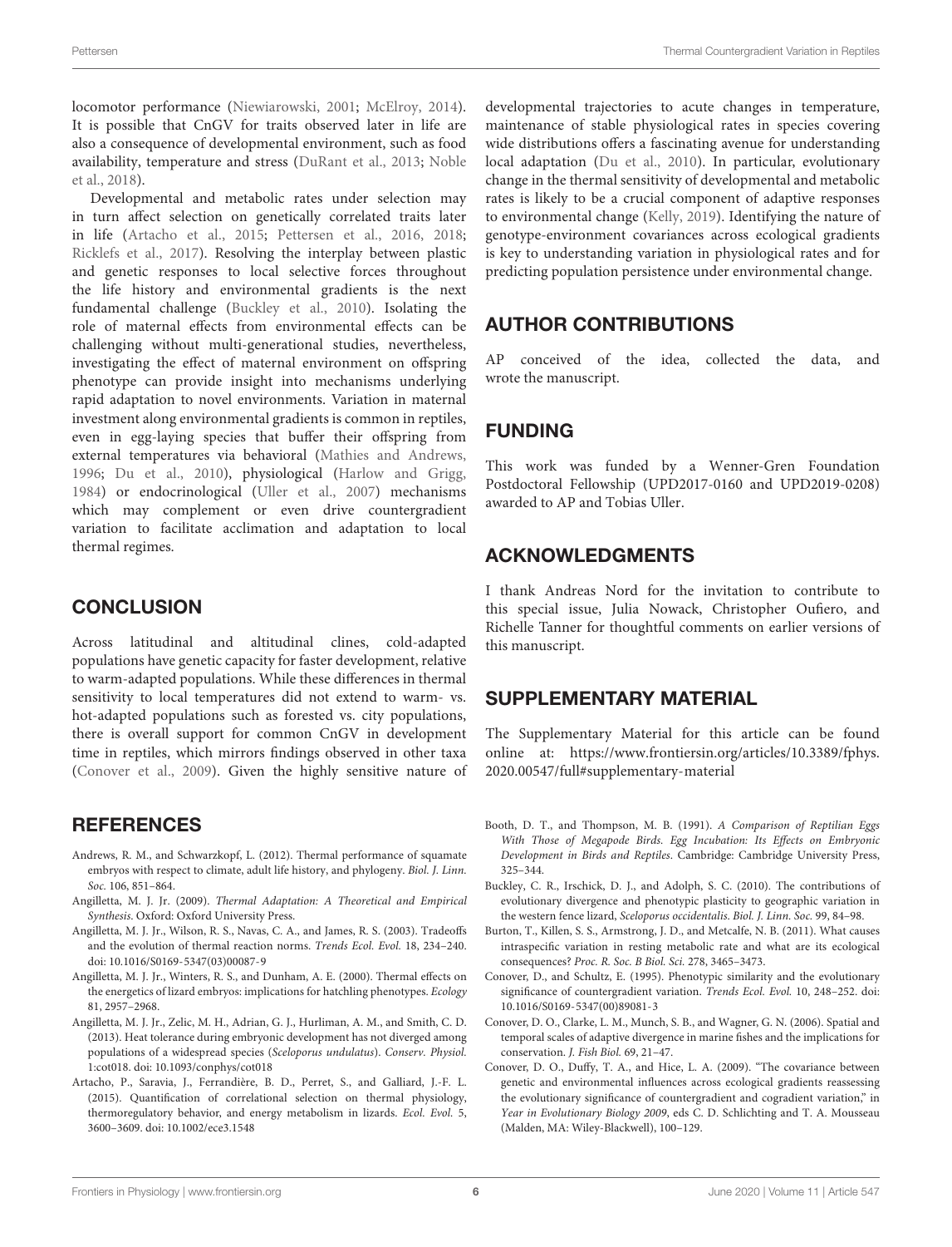locomotor performance (Niewiarowski, 2001; McElroy, 2014). It is possible that CnGV for traits observed later in life are also a consequence of developmental environment, such as food availability, temperature and stress (DuRant et al., 2013; Noble et al., 2018).

Developmental and metabolic rates under selection may in turn affect selection on genetically correlated traits later in life (Artacho et al., 2015; Pettersen et al., 2016, 2018; Ricklefs et al., 2017). Resolving the interplay between plastic and genetic responses to local selective forces throughout the life history and environmental gradients is the next fundamental challenge (Buckley et al., 2010). Isolating the role of maternal effects from environmental effects can be challenging without multi-generational studies, nevertheless, investigating the effect of maternal environment on offspring phenotype can provide insight into mechanisms underlying rapid adaptation to novel environments. Variation in maternal investment along environmental gradients is common in reptiles, even in egg-laying species that buffer their offspring from external temperatures via behavioral (Mathies and Andrews, 1996; Du et al., 2010), physiological (Harlow and Grigg, 1984) or endocrinological (Uller et al., 2007) mechanisms which may complement or even drive countergradient variation to facilitate acclimation and adaptation to local thermal regimes.

## CONCLUSION

Across latitudinal and altitudinal clines, cold-adapted populations have genetic capacity for faster development, relative to warm-adapted populations. While these differences in thermal sensitivity to local temperatures did not extend to warm- vs. hot-adapted populations such as forested vs. city populations, there is overall support for common CnGV in development time in reptiles, which mirrors findings observed in other taxa (Conover et al., 2009). Given the highly sensitive nature of developmental trajectories to acute changes in temperature, maintenance of stable physiological rates in species covering wide distributions offers a fascinating avenue for understanding local adaptation (Du et al., 2010). In particular, evolutionary change in the thermal sensitivity of developmental and metabolic rates is likely to be a crucial component of adaptive responses to environmental change (Kelly, 2019). Identifying the nature of genotype-environment covariances across ecological gradients is key to understanding variation in physiological rates and for predicting population persistence under environmental change.

## AUTHOR CONTRIBUTIONS

AP conceived of the idea, collected the data, and wrote the manuscript.

## FUNDING

This work was funded by a Wenner-Gren Foundation Postdoctoral Fellowship (UPD2017-0160 and UPD2019-0208) awarded to AP and Tobias Uller.

## ACKNOWLEDGMENTS

I thank Andreas Nord for the invitation to contribute to this special issue, Julia Nowack, Christopher Oufiero, and Richelle Tanner for thoughtful comments on earlier versions of this manuscript.

## SUPPLEMENTARY MATERIAL

The Supplementary Material for this article can be found online at: https://www.frontiersin.org/articles/10.3389/fphys.2020.00547/full#supplementary-material

## REFERENCES

Andrews, R. M., and Schwarzkopf, L. (2012). Thermal performance of squamate embryos with respect to climate, adult life history, and phylogeny. *Biol. J. Linn. Soc.* 106, 851–864.

Angilletta, M. J. Jr. (2009). *Thermal Adaptation: A Theoretical and Empirical Synthesis*. Oxford: Oxford University Press.

Angilletta, M. J. Jr., Wilson, R. S., Navas, C. A., and James, R. S. (2003). Tradeoffs and the evolution of thermal reaction norms. *Trends Ecol. Evol.* 18, 234–240. doi: 10.1016/S0169-5347(03)00087-9

Angilletta, M. J. Jr., Winters, R. S., and Dunham, A. E. (2000). Thermal effects on the energetics of lizard embryos: implications for hatchling phenotypes. *Ecology* 81, 2957–2968.

Angilletta, M. J. Jr., Zelic, M. H., Adrian, G. J., Hurliman, A. M., and Smith, C. D. (2013). Heat tolerance during embryonic development has not diverged among populations of a widespread species (*Sceloporus undulatus*). *Conserv. Physiol.* 1:cot018. doi: 10.1093/conphys/cot018

Artacho, P., Saravia, J., Ferrandière, B. D., Perret, S., and Galliard, J.-F. L. (2015). Quantification of correlational selection on thermal physiology, thermoregulatory behavior, and energy metabolism in lizards. *Ecol. Evol.* 5, 3600–3609. doi: 10.1002/ece3.1548

Booth, D. T., and Thompson, M. B. (1991). *A Comparison of Reptilian Eggs With Those of Megapode Birds. Egg Incubation: Its Effects on Embryonic Development in Birds and Reptiles*. Cambridge: Cambridge University Press, 325–344.

Buckley, C. R., Irschick, D. J., and Adolph, S. C. (2010). The contributions of evolutionary divergence and phenotypic plasticity to geographic variation in the western fence lizard, *Sceloporus occidentalis*. *Biol. J. Linn. Soc.* 99, 84–98.

Burton, T., Killen, S. S., Armstrong, J. D., and Metcalfe, N. B. (2011). What causes intraspecific variation in resting metabolic rate and what are its ecological consequences? *Proc. R. Soc. B Biol. Sci.* 278, 3465–3473.

Conover, D., and Schultz, E. (1995). Phenotypic similarity and the evolutionary significance of countergradient variation. *Trends Ecol. Evol.* 10, 248–252. doi: 10.1016/S0169-5347(00)89081-3

Conover, D. O., Clarke, L. M., Munch, S. B., and Wagner, G. N. (2006). Spatial and temporal scales of adaptive divergence in marine fishes and the implications for conservation. *J. Fish Biol.* 69, 21–47.

Conover, D. O., Duffy, T. A., and Hice, L. A. (2009). "The covariance between genetic and environmental influences across ecological gradients reassessing the evolutionary significance of countergradient and cogradient variation," in *Year in Evolutionary Biology 2009*, eds C. D. Schlichting and T. A. Mousseau (Malden, MA: Wiley-Blackwell), 100–129.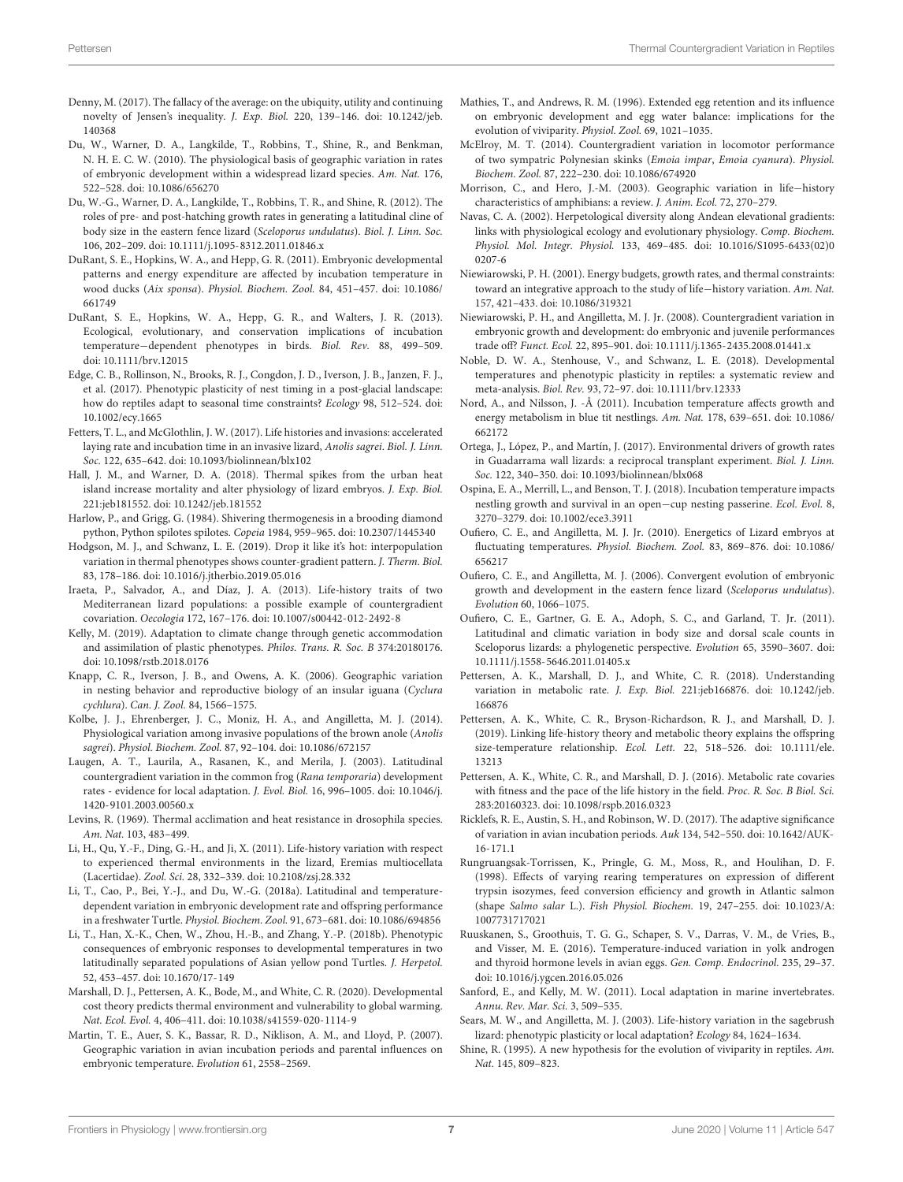Denny, M. (2017). The fallacy of the average: on the ubiquity, utility and continuing novelty of Jensen's inequality. *J. Exp. Biol.* 220, 139–146. doi: 10.1242/jeb.140368

Du, W., Warner, D. A., Langkilde, T., Robbins, T., Shine, R., and Benkman, N. H. E. C. W. (2010). The physiological basis of geographic variation in rates of embryonic development within a widespread lizard species. *Am. Nat.* 176, 522–528. doi: 10.1086/656270

Du, W.-G., Warner, D. A., Langkilde, T., Robbins, T. R., and Shine, R. (2012). The roles of pre- and post-hatching growth rates in generating a latitudinal cline of body size in the eastern fence lizard (*Sceloporus undulatus*). *Biol. J. Linn. Soc.* 106, 202–209. doi: 10.1111/j.1095-8312.2011.01846.x

DuRant, S. E., Hopkins, W. A., and Hepp, G. R. (2011). Embryonic developmental patterns and energy expenditure are affected by incubation temperature in wood ducks (*Aix sponsa*). *Physiol. Biochem. Zool.* 84, 451–457. doi: 10.1086/661749

DuRant, S. E., Hopkins, W. A., Hepp, G. R., and Walters, J. R. (2013). Ecological, evolutionary, and conservation implications of incubation temperature−dependent phenotypes in birds. *Biol. Rev.* 88, 499–509. doi: 10.1111/brv.12015

Edge, C. B., Rollinson, N., Brooks, R. J., Congdon, J. D., Iverson, J. B., Janzen, F. J., et al. (2017). Phenotypic plasticity of nest timing in a post-glacial landscape: how do reptiles adapt to seasonal time constraints? *Ecology* 98, 512–524. doi: 10.1002/ecy.1665

Fetters, T. L., and McGlothlin, J. W. (2017). Life histories and invasions: accelerated laying rate and incubation time in an invasive lizard, *Anolis sagrei*. *Biol. J. Linn. Soc.* 122, 635–642. doi: 10.1093/biolinnean/blx102

Hall, J. M., and Warner, D. A. (2018). Thermal spikes from the urban heat island increase mortality and alter physiology of lizard embryos. *J. Exp. Biol.* 221:jeb181552. doi: 10.1242/jeb.181552

Harlow, P., and Grigg, G. (1984). Shivering thermogenesis in a brooding diamond python, Python spilotes spilotes. *Copeia* 1984, 959–965. doi: 10.2307/1445340

Hodgson, M. J., and Schwanz, L. E. (2019). Drop it like it's hot: interpopulation variation in thermal phenotypes shows counter-gradient pattern. *J. Therm. Biol.* 83, 178–186. doi: 10.1016/j.jtherbio.2019.05.016

Iraeta, P., Salvador, A., and Díaz, J. A. (2013). Life-history traits of two Mediterranean lizard populations: a possible example of countergradient covariation. *Oecologia* 172, 167–176. doi: 10.1007/s00442-012-2492-8

Kelly, M. (2019). Adaptation to climate change through genetic accommodation and assimilation of plastic phenotypes. *Philos. Trans. R. Soc. B* 374:20180176. doi: 10.1098/rstb.2018.0176

Knapp, C. R., Iverson, J. B., and Owens, A. K. (2006). Geographic variation in nesting behavior and reproductive biology of an insular iguana (*Cyclura cychlura*). *Can. J. Zool.* 84, 1566–1575.

Kolbe, J. J., Ehrenberger, J. C., Moniz, H. A., and Angilletta, M. J. (2014). Physiological variation among invasive populations of the brown anole (*Anolis sagrei*). *Physiol. Biochem. Zool.* 87, 92–104. doi: 10.1086/672157

Laugen, A. T., Laurila, A., Rasanen, K., and Merila, J. (2003). Latitudinal countergradient variation in the common frog (*Rana temporaria*) development rates - evidence for local adaptation. *J. Evol. Biol.* 16, 996–1005. doi: 10.1046/j.1420-9101.2003.00560.x

Levins, R. (1969). Thermal acclimation and heat resistance in drosophila species. *Am. Nat.* 103, 483–499.

Li, H., Qu, Y.-F., Ding, G.-H., and Ji, X. (2011). Life-history variation with respect to experienced thermal environments in the lizard, Eremias multiocellata (Lacertidae). *Zool. Sci.* 28, 332–339. doi: 10.2108/zsj.28.332

Li, T., Cao, P., Bei, Y.-J., and Du, W.-G. (2018a). Latitudinal and temperature-dependent variation in embryonic development rate and offspring performance in a freshwater Turtle. *Physiol. Biochem. Zool.* 91, 673–681. doi: 10.1086/694856

Li, T., Han, X.-K., Chen, W., Zhou, H.-B., and Zhang, Y.-P. (2018b). Phenotypic consequences of embryonic responses to developmental temperatures in two latitudinally separated populations of Asian yellow pond Turtles. *J. Herpetol.* 52, 453–457. doi: 10.1670/17-149

Marshall, D. J., Pettersen, A. K., Bode, M., and White, C. R. (2020). Developmental cost theory predicts thermal environment and vulnerability to global warming. *Nat. Ecol. Evol.* 4, 406–411. doi: 10.1038/s41559-020-1114-9

Martin, T. E., Auer, S. K., Bassar, R. D., Niklison, A. M., and Lloyd, P. (2007). Geographic variation in avian incubation periods and parental influences on embryonic temperature. *Evolution* 61, 2558–2569.

Mathies, T., and Andrews, R. M. (1996). Extended egg retention and its influence on embryonic development and egg water balance: implications for the evolution of viviparity. *Physiol. Zool.* 69, 1021–1035.

McElroy, M. T. (2014). Countergradient variation in locomotor performance of two sympatric Polynesian skinks (*Emoia impar*, *Emoia cyanura*). *Physiol. Biochem. Zool.* 87, 222–230. doi: 10.1086/674920

Morrison, C., and Hero, J.-M. (2003). Geographic variation in life−history characteristics of amphibians: a review. *J. Anim. Ecol.* 72, 270–279.

Navas, C. A. (2002). Herpetological diversity along Andean elevational gradients: links with physiological ecology and evolutionary physiology. *Comp. Biochem. Physiol. Mol. Integr. Physiol.* 133, 469–485. doi: 10.1016/S1095-6433(02)00207-6

Niewiarowski, P. H. (2001). Energy budgets, growth rates, and thermal constraints: toward an integrative approach to the study of life−history variation. *Am. Nat.* 157, 421–433. doi: 10.1086/319321

Niewiarowski, P. H., and Angilletta, M. J. Jr. (2008). Countergradient variation in embryonic growth and development: do embryonic and juvenile performances trade off? *Funct. Ecol.* 22, 895–901. doi: 10.1111/j.1365-2435.2008.01441.x

Noble, D. W. A., Stenhouse, V., and Schwanz, L. E. (2018). Developmental temperatures and phenotypic plasticity in reptiles: a systematic review and meta-analysis. *Biol. Rev.* 93, 72–97. doi: 10.1111/brv.12333

Nord, A., and Nilsson, J. -Å (2011). Incubation temperature affects growth and energy metabolism in blue tit nestlings. *Am. Nat.* 178, 639–651. doi: 10.1086/662172

Ortega, J., López, P., and Martín, J. (2017). Environmental drivers of growth rates in Guadarrama wall lizards: a reciprocal transplant experiment. *Biol. J. Linn. Soc.* 122, 340–350. doi: 10.1093/biolinnean/blx068

Ospina, E. A., Merrill, L., and Benson, T. J. (2018). Incubation temperature impacts nestling growth and survival in an open−cup nesting passerine. *Ecol. Evol.* 8, 3270–3279. doi: 10.1002/ece3.3911

Oufiero, C. E., and Angilletta, M. J. Jr. (2010). Energetics of Lizard embryos at fluctuating temperatures. *Physiol. Biochem. Zool.* 83, 869–876. doi: 10.1086/656217

Oufiero, C. E., and Angilletta, M. J. (2006). Convergent evolution of embryonic growth and development in the eastern fence lizard (*Sceloporus undulatus*). *Evolution* 60, 1066–1075.

Oufiero, C. E., Gartner, G. E. A., Adoph, S. C., and Garland, T. Jr. (2011). Latitudinal and climatic variation in body size and dorsal scale counts in Sceloporus lizards: a phylogenetic perspective. *Evolution* 65, 3590–3607. doi: 10.1111/j.1558-5646.2011.01405.x

Pettersen, A. K., Marshall, D. J., and White, C. R. (2018). Understanding variation in metabolic rate. *J. Exp. Biol.* 221:jeb166876. doi: 10.1242/jeb.166876

Pettersen, A. K., White, C. R., Bryson-Richardson, R. J., and Marshall, D. J. (2019). Linking life-history theory and metabolic theory explains the offspring size-temperature relationship. *Ecol. Lett.* 22, 518–526. doi: 10.1111/ele.13213

Pettersen, A. K., White, C. R., and Marshall, D. J. (2016). Metabolic rate covaries with fitness and the pace of the life history in the field. *Proc. R. Soc. B Biol. Sci.* 283:20160323. doi: 10.1098/rspb.2016.0323

Ricklefs, R. E., Austin, S. H., and Robinson, W. D. (2017). The adaptive significance of variation in avian incubation periods. *Auk* 134, 542–550. doi: 10.1642/AUK-16-171.1

Rungruangsak-Torrissen, K., Pringle, G. M., Moss, R., and Houlihan, D. F. (1998). Effects of varying rearing temperatures on expression of different trypsin isozymes, feed conversion efficiency and growth in Atlantic salmon (shape *Salmo salar* L.). *Fish Physiol. Biochem.* 19, 247–255. doi: 10.1023/A:1007731717021

Ruuskanen, S., Groothuis, T. G. G., Schaper, S. V., Darras, V. M., de Vries, B., and Visser, M. E. (2016). Temperature-induced variation in yolk androgen and thyroid hormone levels in avian eggs. *Gen. Comp. Endocrinol.* 235, 29–37. doi: 10.1016/j.ygcen.2016.05.026

Sanford, E., and Kelly, M. W. (2011). Local adaptation in marine invertebrates. *Annu. Rev. Mar. Sci.* 3, 509–535.

Sears, M. W., and Angilletta, M. J. (2003). Life-history variation in the sagebrush lizard: phenotypic plasticity or local adaptation? *Ecology* 84, 1624–1634.

Shine, R. (1995). A new hypothesis for the evolution of viviparity in reptiles. *Am. Nat.* 145, 809–823.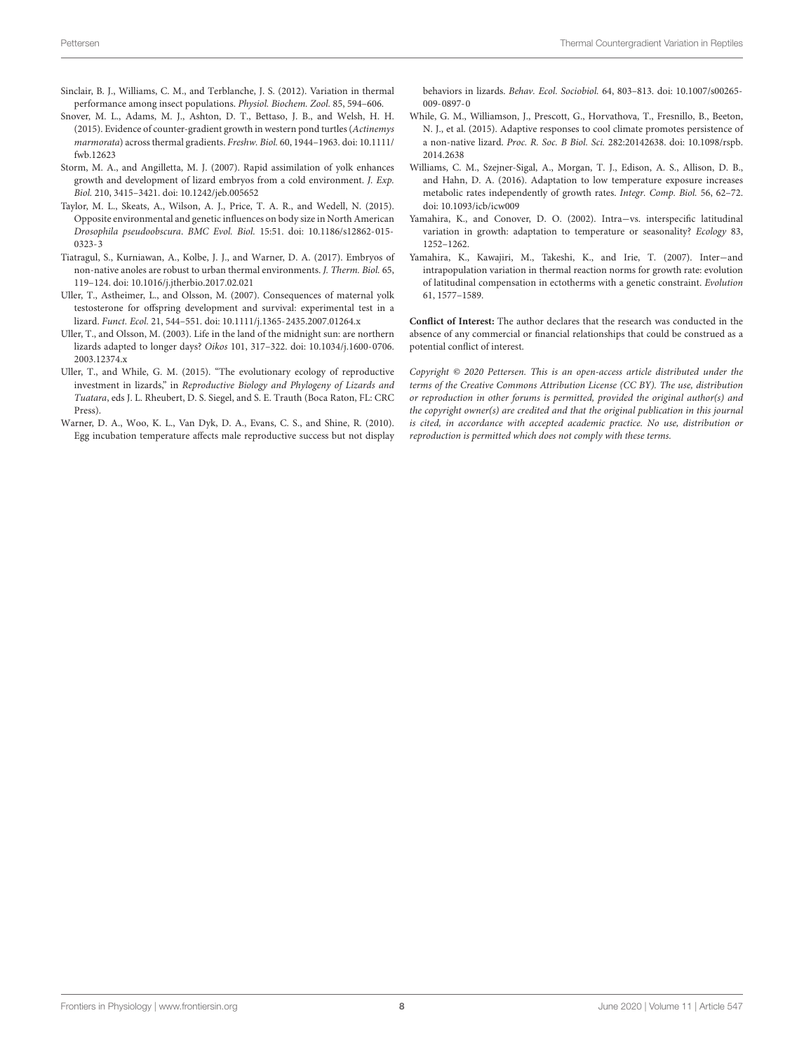Sinclair, B. J., Williams, C. M., and Terblanche, J. S. (2012). Variation in thermal performance among insect populations. *Physiol. Biochem. Zool.* 85, 594–606.

Snover, M. L., Adams, M. J., Ashton, D. T., Bettaso, J. B., and Welsh, H. H. (2015). Evidence of counter-gradient growth in western pond turtles (*Actinemys marmorata*) across thermal gradients. *Freshw. Biol.* 60, 1944–1963. doi: 10.1111/fwb.12623

Storm, M. A., and Angilletta, M. J. (2007). Rapid assimilation of yolk enhances growth and development of lizard embryos from a cold environment. *J. Exp. Biol.* 210, 3415–3421. doi: 10.1242/jeb.005652

Taylor, M. L., Skeats, A., Wilson, A. J., Price, T. A. R., and Wedell, N. (2015). Opposite environmental and genetic influences on body size in North American *Drosophila pseudoobscura*. *BMC Evol. Biol.* 15:51. doi: 10.1186/s12862-015-0323-3

Tiatragul, S., Kurniawan, A., Kolbe, J. J., and Warner, D. A. (2017). Embryos of non-native anoles are robust to urban thermal environments. *J. Therm. Biol.* 65, 119–124. doi: 10.1016/j.jtherbio.2017.02.021

Uller, T., Astheimer, L., and Olsson, M. (2007). Consequences of maternal yolk testosterone for offspring development and survival: experimental test in a lizard. *Funct. Ecol.* 21, 544–551. doi: 10.1111/j.1365-2435.2007.01264.x

Uller, T., and Olsson, M. (2003). Life in the land of the midnight sun: are northern lizards adapted to longer days? *Oikos* 101, 317–322. doi: 10.1034/j.1600-0706.2003.12374.x

Uller, T., and While, G. M. (2015). "The evolutionary ecology of reproductive investment in lizards," in *Reproductive Biology and Phylogeny of Lizards and Tuatara*, eds J. L. Rheubert, D. S. Siegel, and S. E. Trauth (Boca Raton, FL: CRC Press).

Warner, D. A., Woo, K. L., Van Dyk, D. A., Evans, C. S., and Shine, R. (2010). Egg incubation temperature affects male reproductive success but not display behaviors in lizards. *Behav. Ecol. Sociobiol.* 64, 803–813. doi: 10.1007/s00265-009-0897-0

While, G. M., Williamson, J., Prescott, G., Horvathova, T., Fresnillo, B., Beeton, N. J., et al. (2015). Adaptive responses to cool climate promotes persistence of a non-native lizard. *Proc. R. Soc. B Biol. Sci.* 282:20142638. doi: 10.1098/rspb.2014.2638

Williams, C. M., Szejner-Sigal, A., Morgan, T. J., Edison, A. S., Allison, D. B., and Hahn, D. A. (2016). Adaptation to low temperature exposure increases metabolic rates independently of growth rates. *Integr. Comp. Biol.* 56, 62–72. doi: 10.1093/icb/icw009

Yamahira, K., and Conover, D. O. (2002). Intra—vs. interspecific latitudinal variation in growth: adaptation to temperature or seasonality? *Ecology* 83, 1252–1262.

Yamahira, K., Kawajiri, M., Takeshi, K., and Irie, T. (2007). Inter—and intrapopulation variation in thermal reaction norms for growth rate: evolution of latitudinal compensation in ectotherms with a genetic constraint. *Evolution* 61, 1577–1589.

**Conflict of Interest:** The author declares that the research was conducted in the absence of any commercial or financial relationships that could be construed as a potential conflict of interest.

*Copyright © 2020 Pettersen. This is an open-access article distributed under the terms of the Creative Commons Attribution License (CC BY). The use, distribution or reproduction in other forums is permitted, provided the original author(s) and the copyright owner(s) are credited and that the original publication in this journal is cited, in accordance with accepted academic practice. No use, distribution or reproduction is permitted which does not comply with these terms.*